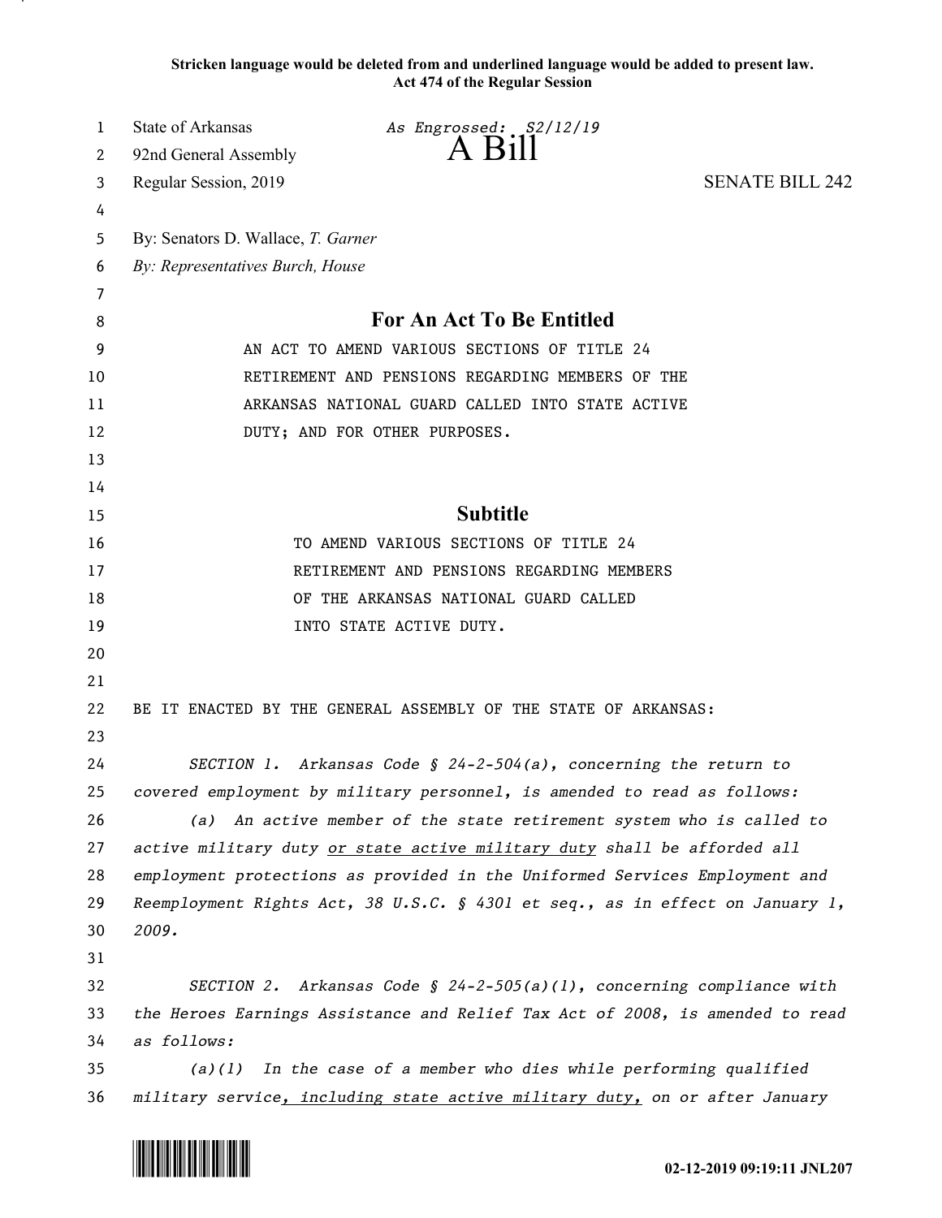**Stricken language would be deleted from and underlined language would be added to present law.**
**Act 474 of the Regular Session**

State of Arkansas
92nd General Assembly
Regular Session, 2019

*As Engrossed: S2/12/19*

# A Bill

SENATE BILL 242

By: Senators D. Wallace, *T. Garner*
*By: Representatives Burch, House*

## For An Act To Be Entitled

AN ACT TO AMEND VARIOUS SECTIONS OF TITLE 24 RETIREMENT AND PENSIONS REGARDING MEMBERS OF THE ARKANSAS NATIONAL GUARD CALLED INTO STATE ACTIVE DUTY; AND FOR OTHER PURPOSES.

## Subtitle

TO AMEND VARIOUS SECTIONS OF TITLE 24 RETIREMENT AND PENSIONS REGARDING MEMBERS OF THE ARKANSAS NATIONAL GUARD CALLED INTO STATE ACTIVE DUTY.

BE IT ENACTED BY THE GENERAL ASSEMBLY OF THE STATE OF ARKANSAS:

*SECTION 1. Arkansas Code § 24-2-504(a), concerning the return to covered employment by military personnel, is amended to read as follows:*

*(a) An active member of the state retirement system who is called to active military duty <u>or state active military duty</u> shall be afforded all employment protections as provided in the Uniformed Services Employment and Reemployment Rights Act, 38 U.S.C. § 4301 et seq., as in effect on January 1, 2009.*

*SECTION 2. Arkansas Code § 24-2-505(a)(1), concerning compliance with the Heroes Earnings Assistance and Relief Tax Act of 2008, is amended to read as follows:*

*(a)(1) In the case of a member who dies while performing qualified military service<u>, including state active military duty,</u> on or after January*

02-12-2019 09:19:11 JNL207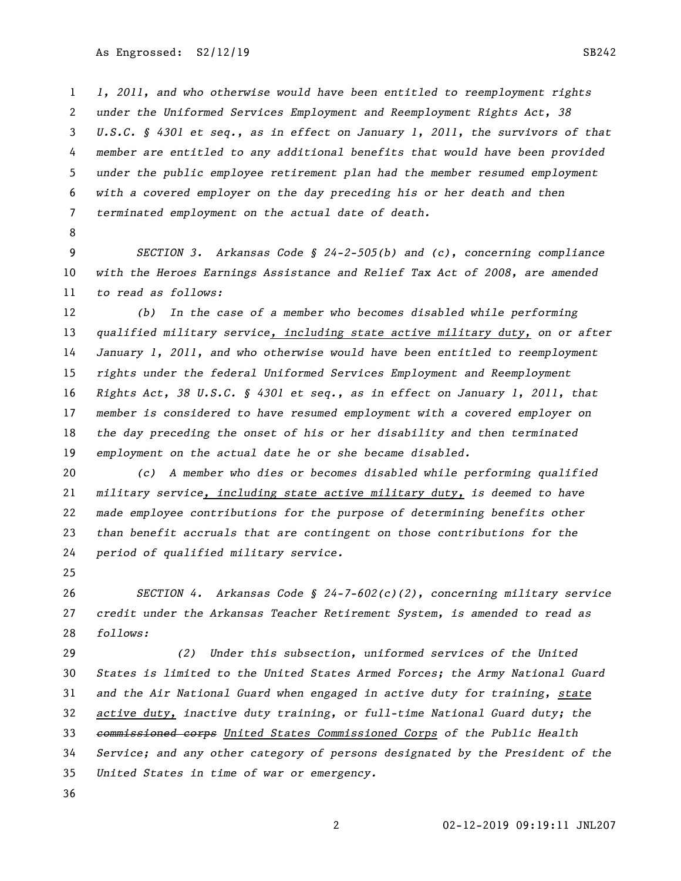*1, 2011, and who otherwise would have been entitled to reemployment rights under the Uniformed Services Employment and Reemployment Rights Act, 38 U.S.C. § 4301 et seq., as in effect on January 1, 2011, the survivors of that member are entitled to any additional benefits that would have been provided under the public employee retirement plan had the member resumed employment with a covered employer on the day preceding his or her death and then terminated employment on the actual date of death.*

*SECTION 3. Arkansas Code § 24-2-505(b) and (c), concerning compliance with the Heroes Earnings Assistance and Relief Tax Act of 2008, are amended to read as follows:*

*(b) In the case of a member who becomes disabled while performing qualified military service<u>, including state active military duty,</u> on or after January 1, 2011, and who otherwise would have been entitled to reemployment rights under the federal Uniformed Services Employment and Reemployment Rights Act, 38 U.S.C. § 4301 et seq., as in effect on January 1, 2011, that member is considered to have resumed employment with a covered employer on the day preceding the onset of his or her disability and then terminated employment on the actual date he or she became disabled.*

*(c) A member who dies or becomes disabled while performing qualified military service<u>, including state active military duty,</u> is deemed to have made employee contributions for the purpose of determining benefits other than benefit accruals that are contingent on those contributions for the period of qualified military service.*

*SECTION 4. Arkansas Code § 24-7-602(c)(2), concerning military service credit under the Arkansas Teacher Retirement System, is amended to read as follows:*

*(2) Under this subsection, uniformed services of the United States is limited to the United States Armed Forces; the Army National Guard and the Air National Guard when engaged in active duty for training, <u>state active duty,</u> inactive duty training, or full-time National Guard duty; the ~~commissioned corps~~ <u>United States Commissioned Corps</u> of the Public Health Service; and any other category of persons designated by the President of the United States in time of war or emergency.*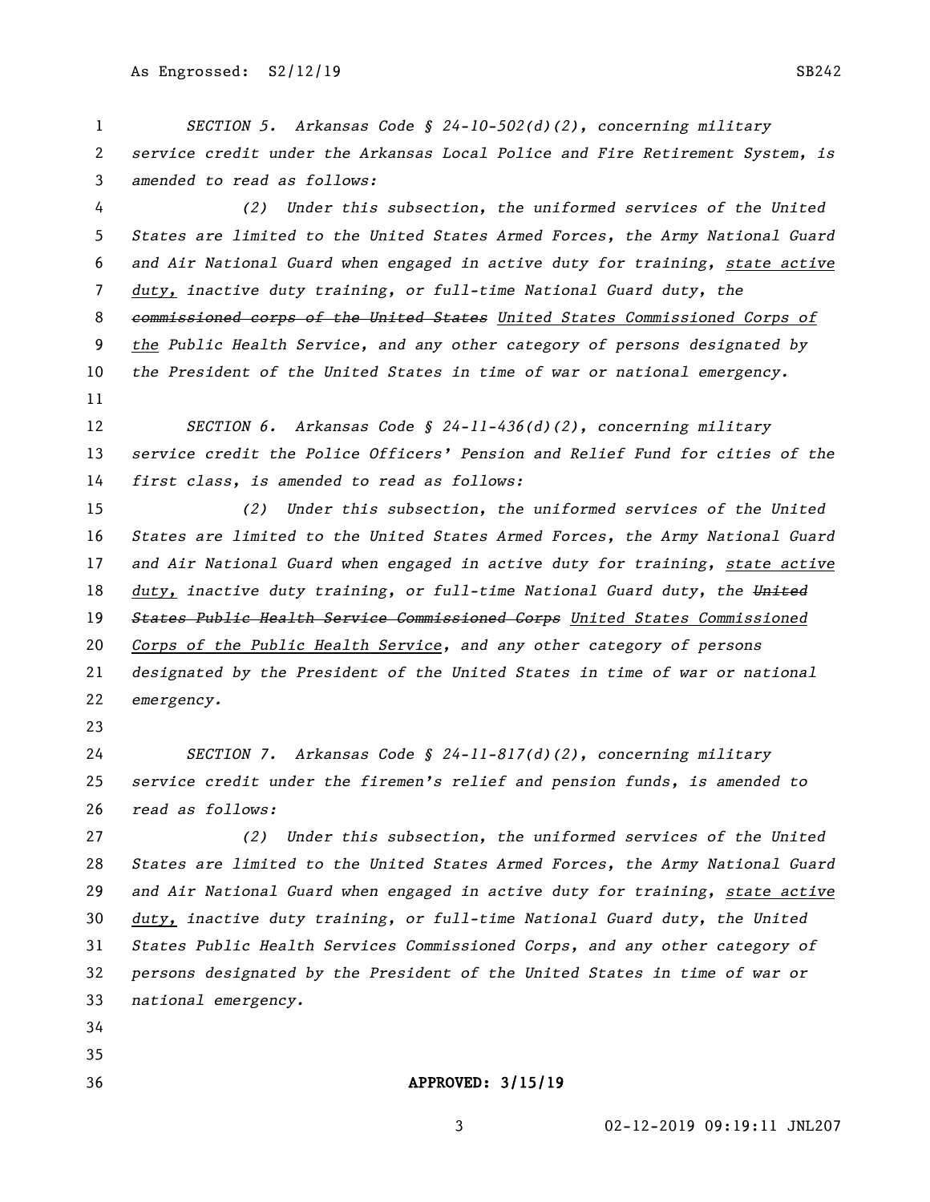*SECTION 5. Arkansas Code § 24-10-502(d)(2), concerning military service credit under the Arkansas Local Police and Fire Retirement System, is amended to read as follows:*

*(2) Under this subsection, the uniformed services of the United States are limited to the United States Armed Forces, the Army National Guard and Air National Guard when engaged in active duty for training, state active duty, inactive duty training, or full-time National Guard duty, the ~~commissioned corps of the United States~~ United States Commissioned Corps of the Public Health Service, and any other category of persons designated by the President of the United States in time of war or national emergency.*

*SECTION 6. Arkansas Code § 24-11-436(d)(2), concerning military service credit the Police Officers' Pension and Relief Fund for cities of the first class, is amended to read as follows:*

*(2) Under this subsection, the uniformed services of the United States are limited to the United States Armed Forces, the Army National Guard and Air National Guard when engaged in active duty for training, state active duty, inactive duty training, or full-time National Guard duty, the ~~United States Public Health Service Commissioned Corps~~ United States Commissioned Corps of the Public Health Service, and any other category of persons designated by the President of the United States in time of war or national emergency.*

*SECTION 7. Arkansas Code § 24-11-817(d)(2), concerning military service credit under the firemen's relief and pension funds, is amended to read as follows:*

*(2) Under this subsection, the uniformed services of the United States are limited to the United States Armed Forces, the Army National Guard and Air National Guard when engaged in active duty for training, state active duty, inactive duty training, or full-time National Guard duty, the United States Public Health Services Commissioned Corps, and any other category of persons designated by the President of the United States in time of war or national emergency.*

**APPROVED: 3/15/19**